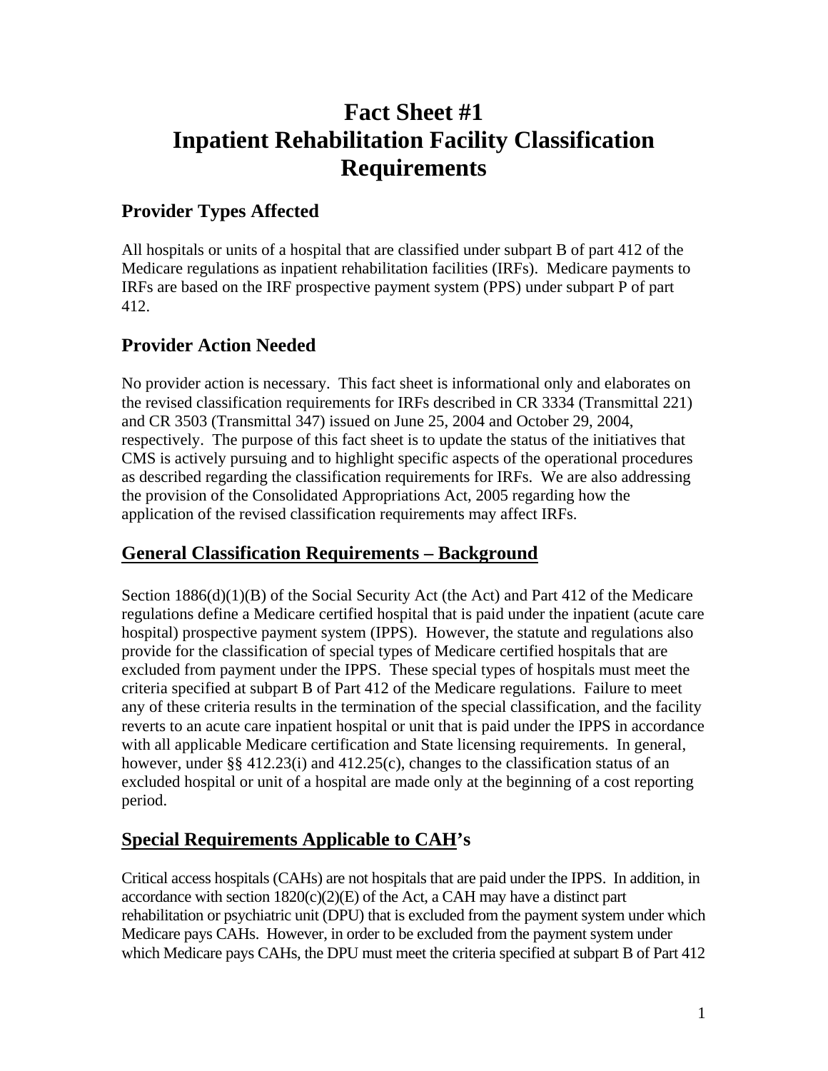# Fact Sheet #1
# Inpatient Rehabilitation Facility Classification Requirements

## Provider Types Affected

All hospitals or units of a hospital that are classified under subpart B of part 412 of the Medicare regulations as inpatient rehabilitation facilities (IRFs). Medicare payments to IRFs are based on the IRF prospective payment system (PPS) under subpart P of part 412.

## Provider Action Needed

No provider action is necessary. This fact sheet is informational only and elaborates on the revised classification requirements for IRFs described in CR 3334 (Transmittal 221) and CR 3503 (Transmittal 347) issued on June 25, 2004 and October 29, 2004, respectively. The purpose of this fact sheet is to update the status of the initiatives that CMS is actively pursuing and to highlight specific aspects of the operational procedures as described regarding the classification requirements for IRFs. We are also addressing the provision of the Consolidated Appropriations Act, 2005 regarding how the application of the revised classification requirements may affect IRFs.

## General Classification Requirements – Background

Section 1886(d)(1)(B) of the Social Security Act (the Act) and Part 412 of the Medicare regulations define a Medicare certified hospital that is paid under the inpatient (acute care hospital) prospective payment system (IPPS). However, the statute and regulations also provide for the classification of special types of Medicare certified hospitals that are excluded from payment under the IPPS. These special types of hospitals must meet the criteria specified at subpart B of Part 412 of the Medicare regulations. Failure to meet any of these criteria results in the termination of the special classification, and the facility reverts to an acute care inpatient hospital or unit that is paid under the IPPS in accordance with all applicable Medicare certification and State licensing requirements. In general, however, under §§ 412.23(i) and 412.25(c), changes to the classification status of an excluded hospital or unit of a hospital are made only at the beginning of a cost reporting period.

## Special Requirements Applicable to CAH's

Critical access hospitals (CAHs) are not hospitals that are paid under the IPPS. In addition, in accordance with section 1820(c)(2)(E) of the Act, a CAH may have a distinct part rehabilitation or psychiatric unit (DPU) that is excluded from the payment system under which Medicare pays CAHs. However, in order to be excluded from the payment system under which Medicare pays CAHs, the DPU must meet the criteria specified at subpart B of Part 412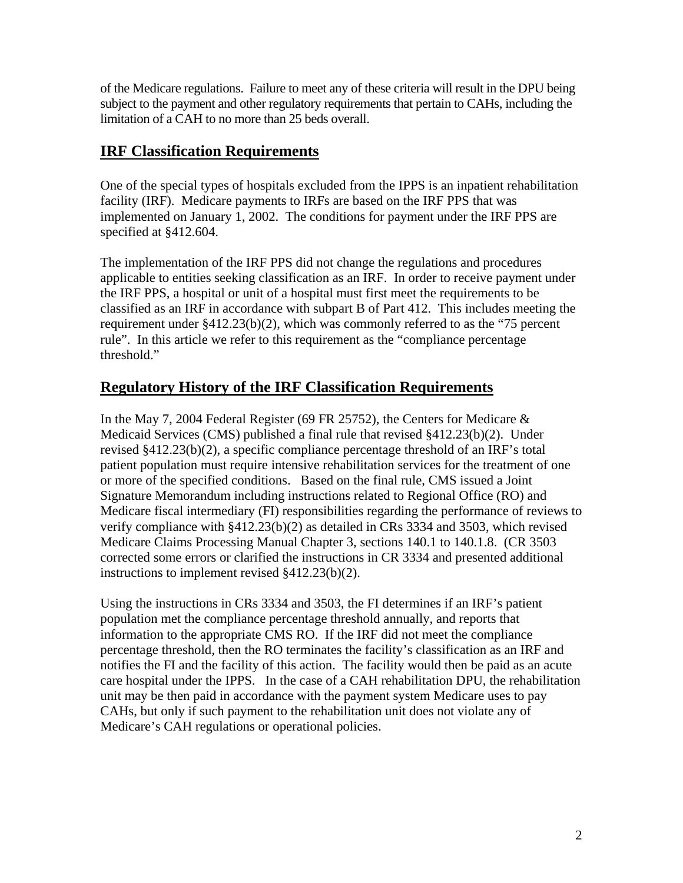of the Medicare regulations. Failure to meet any of these criteria will result in the DPU being subject to the payment and other regulatory requirements that pertain to CAHs, including the limitation of a CAH to no more than 25 beds overall.

## IRF Classification Requirements

One of the special types of hospitals excluded from the IPPS is an inpatient rehabilitation facility (IRF). Medicare payments to IRFs are based on the IRF PPS that was implemented on January 1, 2002. The conditions for payment under the IRF PPS are specified at §412.604.

The implementation of the IRF PPS did not change the regulations and procedures applicable to entities seeking classification as an IRF. In order to receive payment under the IRF PPS, a hospital or unit of a hospital must first meet the requirements to be classified as an IRF in accordance with subpart B of Part 412. This includes meeting the requirement under §412.23(b)(2), which was commonly referred to as the "75 percent rule". In this article we refer to this requirement as the "compliance percentage threshold."

## Regulatory History of the IRF Classification Requirements

In the May 7, 2004 Federal Register (69 FR 25752), the Centers for Medicare & Medicaid Services (CMS) published a final rule that revised §412.23(b)(2). Under revised §412.23(b)(2), a specific compliance percentage threshold of an IRF's total patient population must require intensive rehabilitation services for the treatment of one or more of the specified conditions. Based on the final rule, CMS issued a Joint Signature Memorandum including instructions related to Regional Office (RO) and Medicare fiscal intermediary (FI) responsibilities regarding the performance of reviews to verify compliance with §412.23(b)(2) as detailed in CRs 3334 and 3503, which revised Medicare Claims Processing Manual Chapter 3, sections 140.1 to 140.1.8. (CR 3503 corrected some errors or clarified the instructions in CR 3334 and presented additional instructions to implement revised §412.23(b)(2).

Using the instructions in CRs 3334 and 3503, the FI determines if an IRF's patient population met the compliance percentage threshold annually, and reports that information to the appropriate CMS RO. If the IRF did not meet the compliance percentage threshold, then the RO terminates the facility's classification as an IRF and notifies the FI and the facility of this action. The facility would then be paid as an acute care hospital under the IPPS. In the case of a CAH rehabilitation DPU, the rehabilitation unit may be then paid in accordance with the payment system Medicare uses to pay CAHs, but only if such payment to the rehabilitation unit does not violate any of Medicare's CAH regulations or operational policies.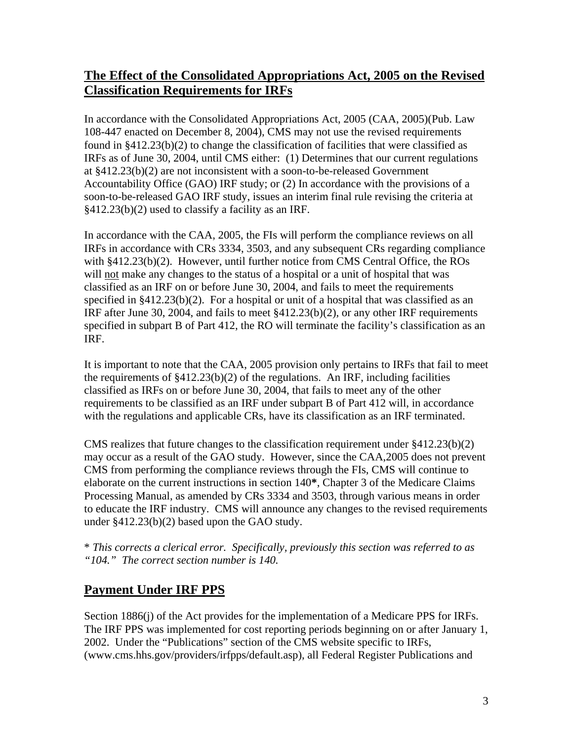## <u>**The Effect of the Consolidated Appropriations Act, 2005 on the Revised Classification Requirements for IRFs**</u>

In accordance with the Consolidated Appropriations Act, 2005 (CAA, 2005)(Pub. Law 108-447 enacted on December 8, 2004), CMS may not use the revised requirements found in §412.23(b)(2) to change the classification of facilities that were classified as IRFs as of June 30, 2004, until CMS either: (1) Determines that our current regulations at §412.23(b)(2) are not inconsistent with a soon-to-be-released Government Accountability Office (GAO) IRF study; or (2) In accordance with the provisions of a soon-to-be-released GAO IRF study, issues an interim final rule revising the criteria at §412.23(b)(2) used to classify a facility as an IRF.

In accordance with the CAA, 2005, the FIs will perform the compliance reviews on all IRFs in accordance with CRs 3334, 3503, and any subsequent CRs regarding compliance with §412.23(b)(2). However, until further notice from CMS Central Office, the ROs will <u>not</u> make any changes to the status of a hospital or a unit of hospital that was classified as an IRF on or before June 30, 2004, and fails to meet the requirements specified in §412.23(b)(2). For a hospital or unit of a hospital that was classified as an IRF after June 30, 2004, and fails to meet §412.23(b)(2), or any other IRF requirements specified in subpart B of Part 412, the RO will terminate the facility's classification as an IRF.

It is important to note that the CAA, 2005 provision only pertains to IRFs that fail to meet the requirements of §412.23(b)(2) of the regulations. An IRF, including facilities classified as IRFs on or before June 30, 2004, that fails to meet any of the other requirements to be classified as an IRF under subpart B of Part 412 will, in accordance with the regulations and applicable CRs, have its classification as an IRF terminated.

CMS realizes that future changes to the classification requirement under §412.23(b)(2) may occur as a result of the GAO study. However, since the CAA,2005 does not prevent CMS from performing the compliance reviews through the FIs, CMS will continue to elaborate on the current instructions in section 140**\***, Chapter 3 of the Medicare Claims Processing Manual, as amended by CRs 3334 and 3503, through various means in order to educate the IRF industry. CMS will announce any changes to the revised requirements under §412.23(b)(2) based upon the GAO study.

\* *This corrects a clerical error. Specifically, previously this section was referred to as "104." The correct section number is 140.*

## <u>**Payment Under IRF PPS**</u>

Section 1886(j) of the Act provides for the implementation of a Medicare PPS for IRFs. The IRF PPS was implemented for cost reporting periods beginning on or after January 1, 2002. Under the "Publications" section of the CMS website specific to IRFs, (www.cms.hhs.gov/providers/irfpps/default.asp), all Federal Register Publications and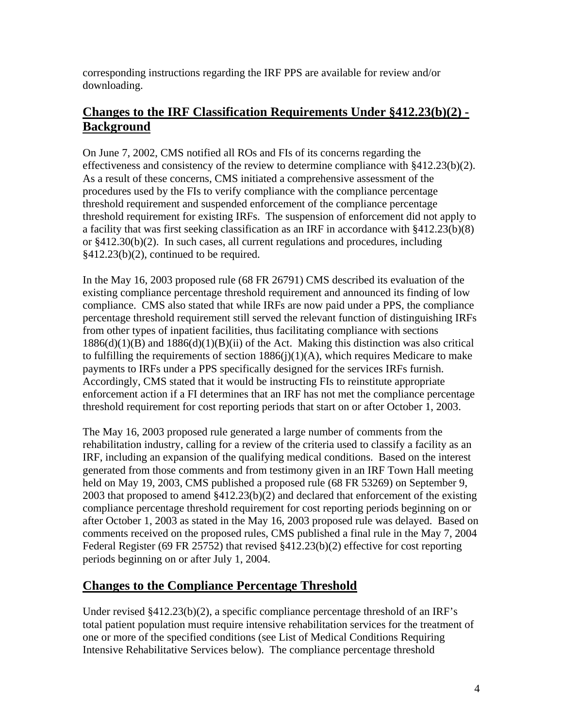corresponding instructions regarding the IRF PPS are available for review and/or downloading.

## Changes to the IRF Classification Requirements Under §412.23(b)(2) - Background

On June 7, 2002, CMS notified all ROs and FIs of its concerns regarding the effectiveness and consistency of the review to determine compliance with §412.23(b)(2). As a result of these concerns, CMS initiated a comprehensive assessment of the procedures used by the FIs to verify compliance with the compliance percentage threshold requirement and suspended enforcement of the compliance percentage threshold requirement for existing IRFs. The suspension of enforcement did not apply to a facility that was first seeking classification as an IRF in accordance with §412.23(b)(8) or §412.30(b)(2). In such cases, all current regulations and procedures, including §412.23(b)(2), continued to be required.

In the May 16, 2003 proposed rule (68 FR 26791) CMS described its evaluation of the existing compliance percentage threshold requirement and announced its finding of low compliance. CMS also stated that while IRFs are now paid under a PPS, the compliance percentage threshold requirement still served the relevant function of distinguishing IRFs from other types of inpatient facilities, thus facilitating compliance with sections 1886(d)(1)(B) and 1886(d)(1)(B)(ii) of the Act. Making this distinction was also critical to fulfilling the requirements of section 1886(j)(1)(A), which requires Medicare to make payments to IRFs under a PPS specifically designed for the services IRFs furnish. Accordingly, CMS stated that it would be instructing FIs to reinstitute appropriate enforcement action if a FI determines that an IRF has not met the compliance percentage threshold requirement for cost reporting periods that start on or after October 1, 2003.

The May 16, 2003 proposed rule generated a large number of comments from the rehabilitation industry, calling for a review of the criteria used to classify a facility as an IRF, including an expansion of the qualifying medical conditions. Based on the interest generated from those comments and from testimony given in an IRF Town Hall meeting held on May 19, 2003, CMS published a proposed rule (68 FR 53269) on September 9, 2003 that proposed to amend §412.23(b)(2) and declared that enforcement of the existing compliance percentage threshold requirement for cost reporting periods beginning on or after October 1, 2003 as stated in the May 16, 2003 proposed rule was delayed. Based on comments received on the proposed rules, CMS published a final rule in the May 7, 2004 Federal Register (69 FR 25752) that revised §412.23(b)(2) effective for cost reporting periods beginning on or after July 1, 2004.

## Changes to the Compliance Percentage Threshold

Under revised §412.23(b)(2), a specific compliance percentage threshold of an IRF's total patient population must require intensive rehabilitation services for the treatment of one or more of the specified conditions (see List of Medical Conditions Requiring Intensive Rehabilitative Services below). The compliance percentage threshold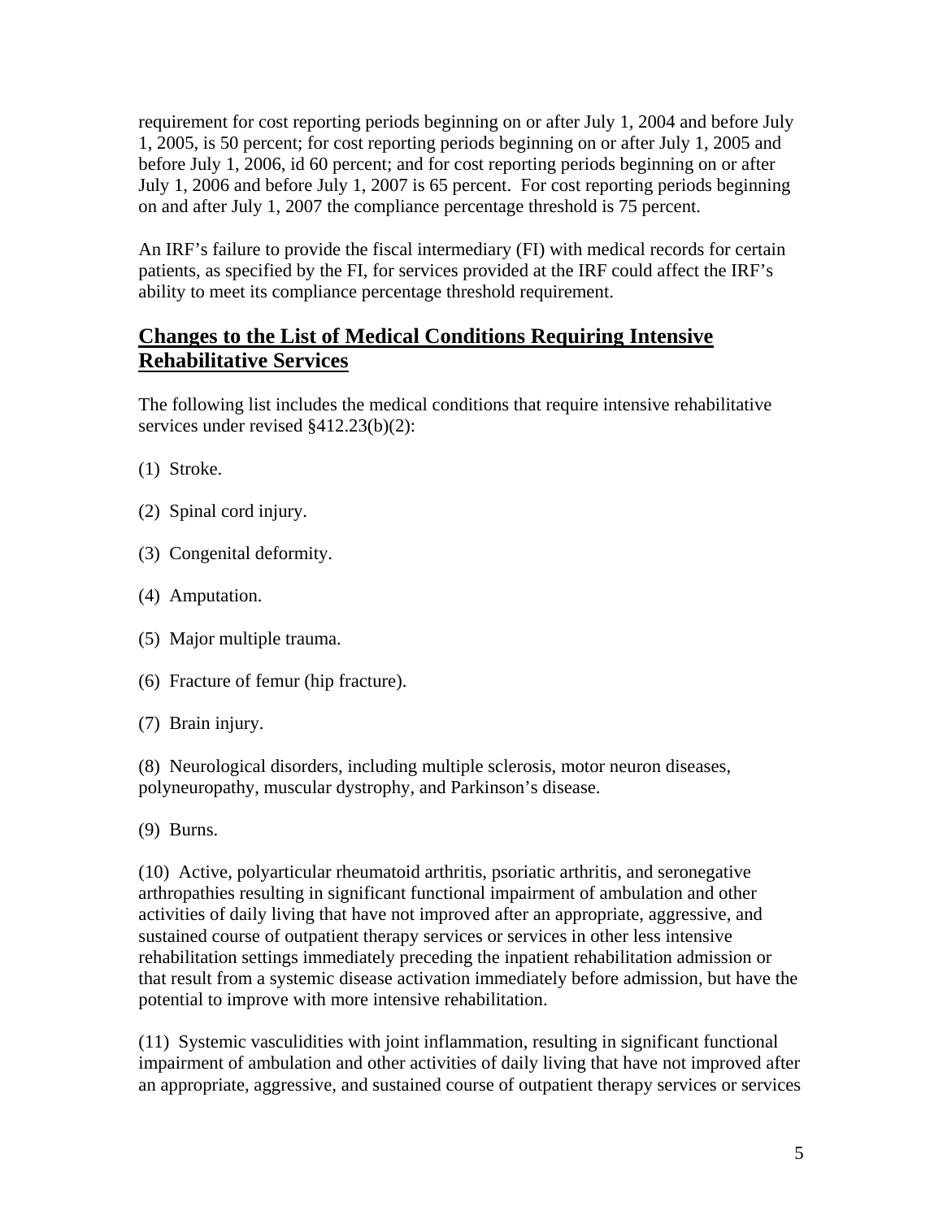requirement for cost reporting periods beginning on or after July 1, 2004 and before July 1, 2005, is 50 percent; for cost reporting periods beginning on or after July 1, 2005 and before July 1, 2006, id 60 percent; and for cost reporting periods beginning on or after July 1, 2006 and before July 1, 2007 is 65 percent. For cost reporting periods beginning on and after July 1, 2007 the compliance percentage threshold is 75 percent.

An IRF's failure to provide the fiscal intermediary (FI) with medical records for certain patients, as specified by the FI, for services provided at the IRF could affect the IRF's ability to meet its compliance percentage threshold requirement.

## Changes to the List of Medical Conditions Requiring Intensive Rehabilitative Services

The following list includes the medical conditions that require intensive rehabilitative services under revised §412.23(b)(2):

(1) Stroke.

(2) Spinal cord injury.

(3) Congenital deformity.

(4) Amputation.

(5) Major multiple trauma.

(6) Fracture of femur (hip fracture).

(7) Brain injury.

(8) Neurological disorders, including multiple sclerosis, motor neuron diseases, polyneuropathy, muscular dystrophy, and Parkinson's disease.

(9) Burns.

(10) Active, polyarticular rheumatoid arthritis, psoriatic arthritis, and seronegative arthropathies resulting in significant functional impairment of ambulation and other activities of daily living that have not improved after an appropriate, aggressive, and sustained course of outpatient therapy services or services in other less intensive rehabilitation settings immediately preceding the inpatient rehabilitation admission or that result from a systemic disease activation immediately before admission, but have the potential to improve with more intensive rehabilitation.

(11) Systemic vasculidities with joint inflammation, resulting in significant functional impairment of ambulation and other activities of daily living that have not improved after an appropriate, aggressive, and sustained course of outpatient therapy services or services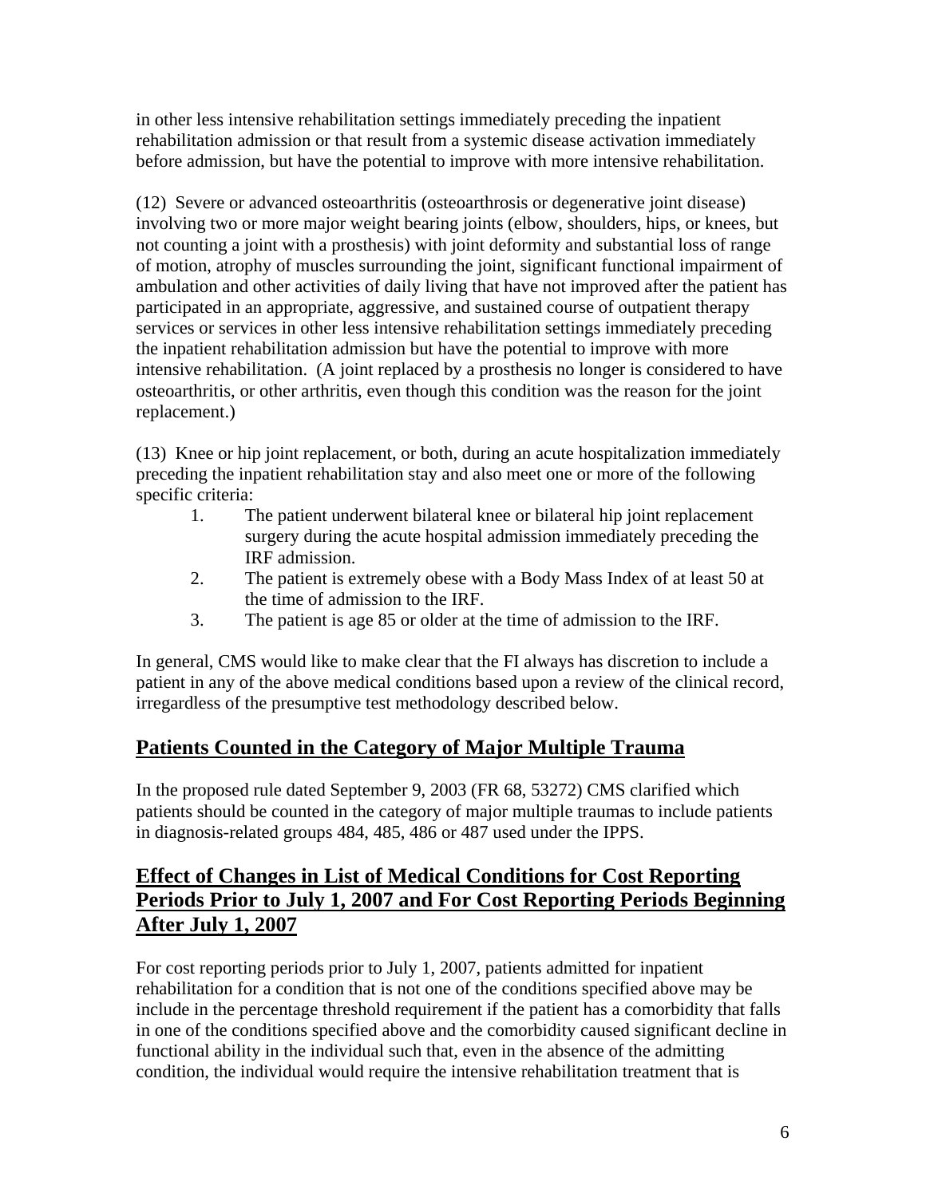in other less intensive rehabilitation settings immediately preceding the inpatient rehabilitation admission or that result from a systemic disease activation immediately before admission, but have the potential to improve with more intensive rehabilitation.

(12) Severe or advanced osteoarthritis (osteoarthrosis or degenerative joint disease) involving two or more major weight bearing joints (elbow, shoulders, hips, or knees, but not counting a joint with a prosthesis) with joint deformity and substantial loss of range of motion, atrophy of muscles surrounding the joint, significant functional impairment of ambulation and other activities of daily living that have not improved after the patient has participated in an appropriate, aggressive, and sustained course of outpatient therapy services or services in other less intensive rehabilitation settings immediately preceding the inpatient rehabilitation admission but have the potential to improve with more intensive rehabilitation. (A joint replaced by a prosthesis no longer is considered to have osteoarthritis, or other arthritis, even though this condition was the reason for the joint replacement.)

(13) Knee or hip joint replacement, or both, during an acute hospitalization immediately preceding the inpatient rehabilitation stay and also meet one or more of the following specific criteria:

1. The patient underwent bilateral knee or bilateral hip joint replacement surgery during the acute hospital admission immediately preceding the IRF admission.
2. The patient is extremely obese with a Body Mass Index of at least 50 at the time of admission to the IRF.
3. The patient is age 85 or older at the time of admission to the IRF.

In general, CMS would like to make clear that the FI always has discretion to include a patient in any of the above medical conditions based upon a review of the clinical record, irregardless of the presumptive test methodology described below.

## Patients Counted in the Category of Major Multiple Trauma

In the proposed rule dated September 9, 2003 (FR 68, 53272) CMS clarified which patients should be counted in the category of major multiple traumas to include patients in diagnosis-related groups 484, 485, 486 or 487 used under the IPPS.

## Effect of Changes in List of Medical Conditions for Cost Reporting Periods Prior to July 1, 2007 and For Cost Reporting Periods Beginning After July 1, 2007

For cost reporting periods prior to July 1, 2007, patients admitted for inpatient rehabilitation for a condition that is not one of the conditions specified above may be include in the percentage threshold requirement if the patient has a comorbidity that falls in one of the conditions specified above and the comorbidity caused significant decline in functional ability in the individual such that, even in the absence of the admitting condition, the individual would require the intensive rehabilitation treatment that is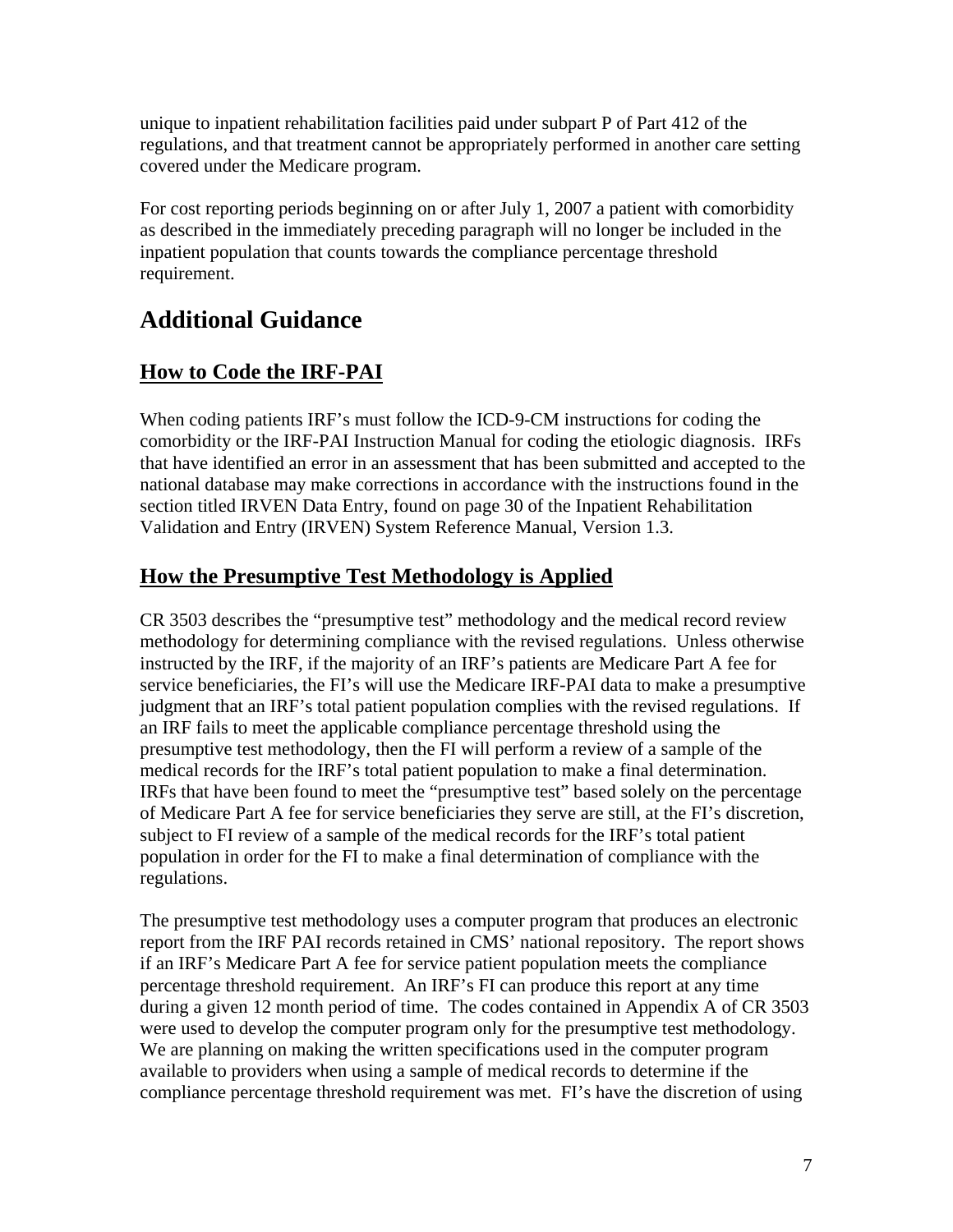unique to inpatient rehabilitation facilities paid under subpart P of Part 412 of the regulations, and that treatment cannot be appropriately performed in another care setting covered under the Medicare program.

For cost reporting periods beginning on or after July 1, 2007 a patient with comorbidity as described in the immediately preceding paragraph will no longer be included in the inpatient population that counts towards the compliance percentage threshold requirement.

# Additional Guidance

## How to Code the IRF-PAI

When coding patients IRF's must follow the ICD-9-CM instructions for coding the comorbidity or the IRF-PAI Instruction Manual for coding the etiologic diagnosis. IRFs that have identified an error in an assessment that has been submitted and accepted to the national database may make corrections in accordance with the instructions found in the section titled IRVEN Data Entry, found on page 30 of the Inpatient Rehabilitation Validation and Entry (IRVEN) System Reference Manual, Version 1.3.

## How the Presumptive Test Methodology is Applied

CR 3503 describes the "presumptive test" methodology and the medical record review methodology for determining compliance with the revised regulations. Unless otherwise instructed by the IRF, if the majority of an IRF's patients are Medicare Part A fee for service beneficiaries, the FI's will use the Medicare IRF-PAI data to make a presumptive judgment that an IRF's total patient population complies with the revised regulations. If an IRF fails to meet the applicable compliance percentage threshold using the presumptive test methodology, then the FI will perform a review of a sample of the medical records for the IRF's total patient population to make a final determination. IRFs that have been found to meet the "presumptive test" based solely on the percentage of Medicare Part A fee for service beneficiaries they serve are still, at the FI's discretion, subject to FI review of a sample of the medical records for the IRF's total patient population in order for the FI to make a final determination of compliance with the regulations.

The presumptive test methodology uses a computer program that produces an electronic report from the IRF PAI records retained in CMS' national repository. The report shows if an IRF's Medicare Part A fee for service patient population meets the compliance percentage threshold requirement. An IRF's FI can produce this report at any time during a given 12 month period of time. The codes contained in Appendix A of CR 3503 were used to develop the computer program only for the presumptive test methodology. We are planning on making the written specifications used in the computer program available to providers when using a sample of medical records to determine if the compliance percentage threshold requirement was met. FI's have the discretion of using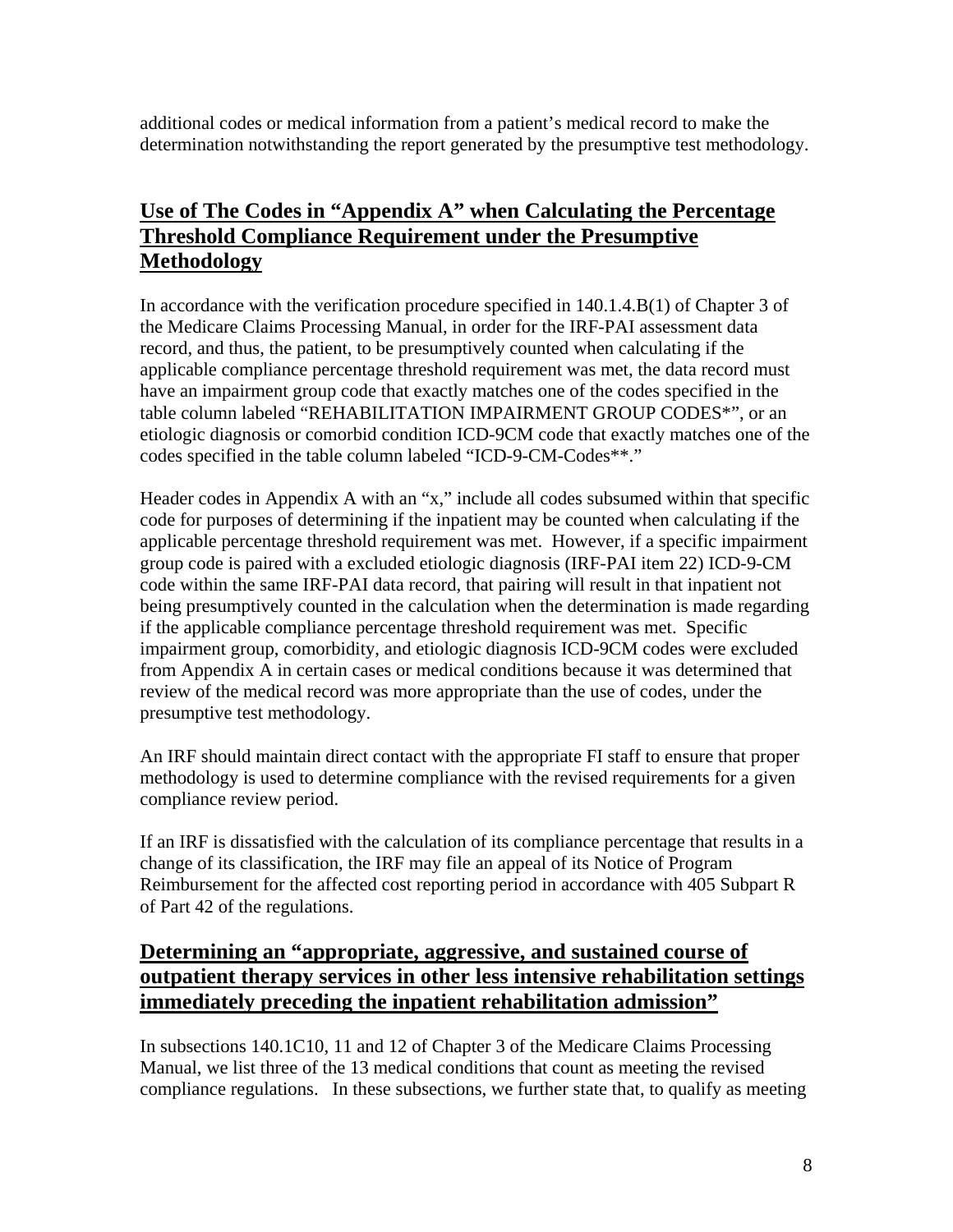additional codes or medical information from a patient's medical record to make the determination notwithstanding the report generated by the presumptive test methodology.

## Use of The Codes in "Appendix A" when Calculating the Percentage Threshold Compliance Requirement under the Presumptive Methodology

In accordance with the verification procedure specified in 140.1.4.B(1) of Chapter 3 of the Medicare Claims Processing Manual, in order for the IRF-PAI assessment data record, and thus, the patient, to be presumptively counted when calculating if the applicable compliance percentage threshold requirement was met, the data record must have an impairment group code that exactly matches one of the codes specified in the table column labeled "REHABILITATION IMPAIRMENT GROUP CODES*", or an etiologic diagnosis or comorbid condition ICD-9CM code that exactly matches one of the codes specified in the table column labeled "ICD-9-CM-Codes**."

Header codes in Appendix A with an "x," include all codes subsumed within that specific code for purposes of determining if the inpatient may be counted when calculating if the applicable percentage threshold requirement was met. However, if a specific impairment group code is paired with a excluded etiologic diagnosis (IRF-PAI item 22) ICD-9-CM code within the same IRF-PAI data record, that pairing will result in that inpatient not being presumptively counted in the calculation when the determination is made regarding if the applicable compliance percentage threshold requirement was met. Specific impairment group, comorbidity, and etiologic diagnosis ICD-9CM codes were excluded from Appendix A in certain cases or medical conditions because it was determined that review of the medical record was more appropriate than the use of codes, under the presumptive test methodology.

An IRF should maintain direct contact with the appropriate FI staff to ensure that proper methodology is used to determine compliance with the revised requirements for a given compliance review period.

If an IRF is dissatisfied with the calculation of its compliance percentage that results in a change of its classification, the IRF may file an appeal of its Notice of Program Reimbursement for the affected cost reporting period in accordance with 405 Subpart R of Part 42 of the regulations.

## Determining an "appropriate, aggressive, and sustained course of outpatient therapy services in other less intensive rehabilitation settings immediately preceding the inpatient rehabilitation admission"

In subsections 140.1C10, 11 and 12 of Chapter 3 of the Medicare Claims Processing Manual, we list three of the 13 medical conditions that count as meeting the revised compliance regulations. In these subsections, we further state that, to qualify as meeting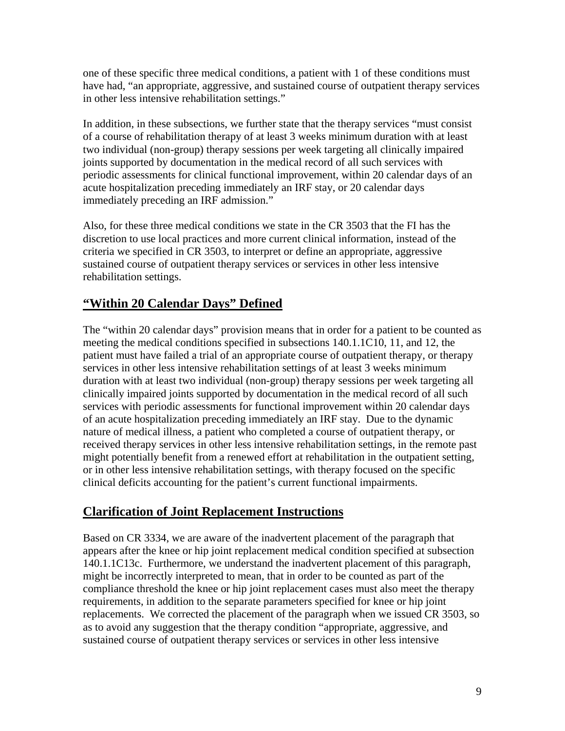one of these specific three medical conditions, a patient with 1 of these conditions must have had, "an appropriate, aggressive, and sustained course of outpatient therapy services in other less intensive rehabilitation settings."

In addition, in these subsections, we further state that the therapy services "must consist of a course of rehabilitation therapy of at least 3 weeks minimum duration with at least two individual (non-group) therapy sessions per week targeting all clinically impaired joints supported by documentation in the medical record of all such services with periodic assessments for clinical functional improvement, within 20 calendar days of an acute hospitalization preceding immediately an IRF stay, or 20 calendar days immediately preceding an IRF admission."

Also, for these three medical conditions we state in the CR 3503 that the FI has the discretion to use local practices and more current clinical information, instead of the criteria we specified in CR 3503, to interpret or define an appropriate, aggressive sustained course of outpatient therapy services or services in other less intensive rehabilitation settings.

## "Within 20 Calendar Days" Defined

The "within 20 calendar days" provision means that in order for a patient to be counted as meeting the medical conditions specified in subsections 140.1.1C10, 11, and 12, the patient must have failed a trial of an appropriate course of outpatient therapy, or therapy services in other less intensive rehabilitation settings of at least 3 weeks minimum duration with at least two individual (non-group) therapy sessions per week targeting all clinically impaired joints supported by documentation in the medical record of all such services with periodic assessments for functional improvement within 20 calendar days of an acute hospitalization preceding immediately an IRF stay. Due to the dynamic nature of medical illness, a patient who completed a course of outpatient therapy, or received therapy services in other less intensive rehabilitation settings, in the remote past might potentially benefit from a renewed effort at rehabilitation in the outpatient setting, or in other less intensive rehabilitation settings, with therapy focused on the specific clinical deficits accounting for the patient's current functional impairments.

## Clarification of Joint Replacement Instructions

Based on CR 3334, we are aware of the inadvertent placement of the paragraph that appears after the knee or hip joint replacement medical condition specified at subsection 140.1.1C13c. Furthermore, we understand the inadvertent placement of this paragraph, might be incorrectly interpreted to mean, that in order to be counted as part of the compliance threshold the knee or hip joint replacement cases must also meet the therapy requirements, in addition to the separate parameters specified for knee or hip joint replacements. We corrected the placement of the paragraph when we issued CR 3503, so as to avoid any suggestion that the therapy condition "appropriate, aggressive, and sustained course of outpatient therapy services or services in other less intensive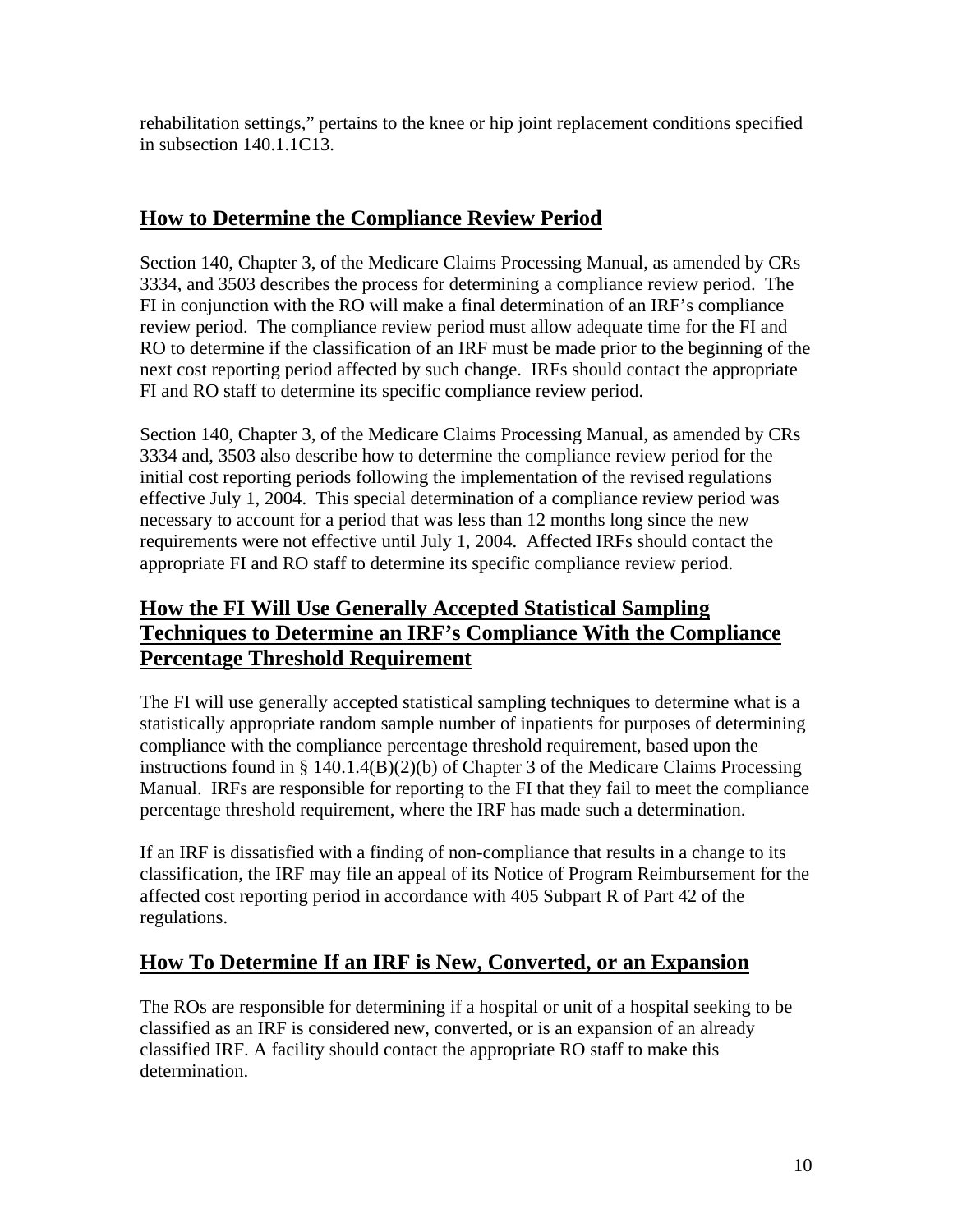rehabilitation settings," pertains to the knee or hip joint replacement conditions specified in subsection 140.1.1C13.

## How to Determine the Compliance Review Period

Section 140, Chapter 3, of the Medicare Claims Processing Manual, as amended by CRs 3334, and 3503 describes the process for determining a compliance review period. The FI in conjunction with the RO will make a final determination of an IRF's compliance review period. The compliance review period must allow adequate time for the FI and RO to determine if the classification of an IRF must be made prior to the beginning of the next cost reporting period affected by such change. IRFs should contact the appropriate FI and RO staff to determine its specific compliance review period.

Section 140, Chapter 3, of the Medicare Claims Processing Manual, as amended by CRs 3334 and, 3503 also describe how to determine the compliance review period for the initial cost reporting periods following the implementation of the revised regulations effective July 1, 2004. This special determination of a compliance review period was necessary to account for a period that was less than 12 months long since the new requirements were not effective until July 1, 2004. Affected IRFs should contact the appropriate FI and RO staff to determine its specific compliance review period.

## How the FI Will Use Generally Accepted Statistical Sampling Techniques to Determine an IRF's Compliance With the Compliance Percentage Threshold Requirement

The FI will use generally accepted statistical sampling techniques to determine what is a statistically appropriate random sample number of inpatients for purposes of determining compliance with the compliance percentage threshold requirement, based upon the instructions found in § 140.1.4(B)(2)(b) of Chapter 3 of the Medicare Claims Processing Manual. IRFs are responsible for reporting to the FI that they fail to meet the compliance percentage threshold requirement, where the IRF has made such a determination.

If an IRF is dissatisfied with a finding of non-compliance that results in a change to its classification, the IRF may file an appeal of its Notice of Program Reimbursement for the affected cost reporting period in accordance with 405 Subpart R of Part 42 of the regulations.

## How To Determine If an IRF is New, Converted, or an Expansion

The ROs are responsible for determining if a hospital or unit of a hospital seeking to be classified as an IRF is considered new, converted, or is an expansion of an already classified IRF. A facility should contact the appropriate RO staff to make this determination.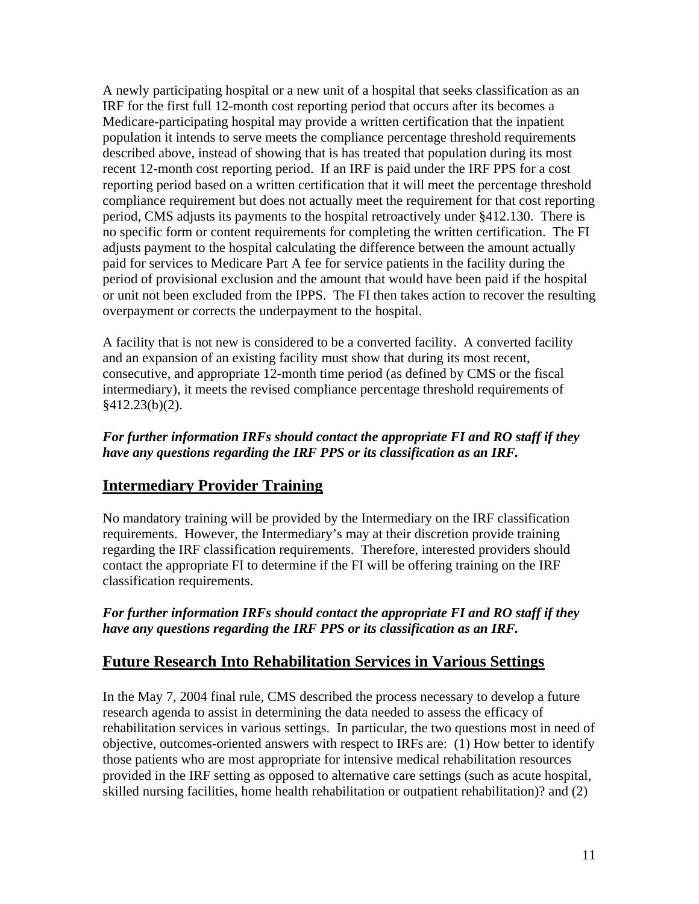A newly participating hospital or a new unit of a hospital that seeks classification as an IRF for the first full 12-month cost reporting period that occurs after its becomes a Medicare-participating hospital may provide a written certification that the inpatient population it intends to serve meets the compliance percentage threshold requirements described above, instead of showing that is has treated that population during its most recent 12-month cost reporting period. If an IRF is paid under the IRF PPS for a cost reporting period based on a written certification that it will meet the percentage threshold compliance requirement but does not actually meet the requirement for that cost reporting period, CMS adjusts its payments to the hospital retroactively under §412.130. There is no specific form or content requirements for completing the written certification. The FI adjusts payment to the hospital calculating the difference between the amount actually paid for services to Medicare Part A fee for service patients in the facility during the period of provisional exclusion and the amount that would have been paid if the hospital or unit not been excluded from the IPPS. The FI then takes action to recover the resulting overpayment or corrects the underpayment to the hospital.

A facility that is not new is considered to be a converted facility. A converted facility and an expansion of an existing facility must show that during its most recent, consecutive, and appropriate 12-month time period (as defined by CMS or the fiscal intermediary), it meets the revised compliance percentage threshold requirements of §412.23(b)(2).

***For further information IRFs should contact the appropriate FI and RO staff if they have any questions regarding the IRF PPS or its classification as an IRF.***

## Intermediary Provider Training

No mandatory training will be provided by the Intermediary on the IRF classification requirements. However, the Intermediary's may at their discretion provide training regarding the IRF classification requirements. Therefore, interested providers should contact the appropriate FI to determine if the FI will be offering training on the IRF classification requirements.

***For further information IRFs should contact the appropriate FI and RO staff if they have any questions regarding the IRF PPS or its classification as an IRF.***

## Future Research Into Rehabilitation Services in Various Settings

In the May 7, 2004 final rule, CMS described the process necessary to develop a future research agenda to assist in determining the data needed to assess the efficacy of rehabilitation services in various settings. In particular, the two questions most in need of objective, outcomes-oriented answers with respect to IRFs are: (1) How better to identify those patients who are most appropriate for intensive medical rehabilitation resources provided in the IRF setting as opposed to alternative care settings (such as acute hospital, skilled nursing facilities, home health rehabilitation or outpatient rehabilitation)? and (2)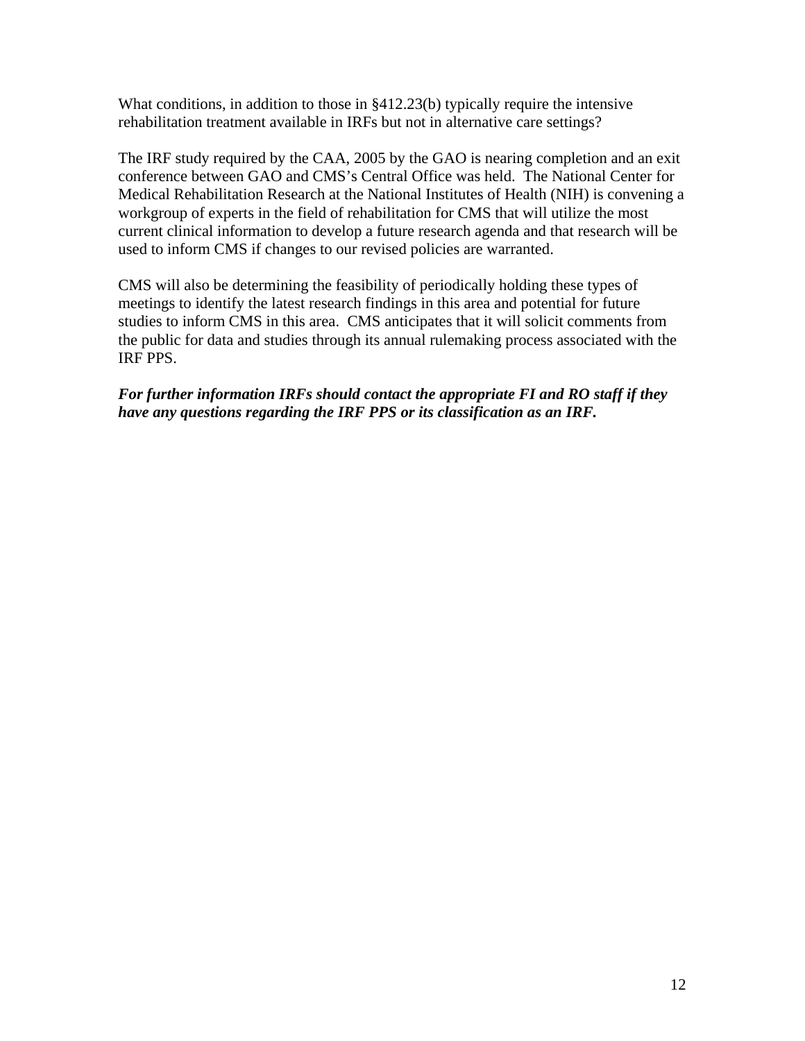What conditions, in addition to those in §412.23(b) typically require the intensive rehabilitation treatment available in IRFs but not in alternative care settings?

The IRF study required by the CAA, 2005 by the GAO is nearing completion and an exit conference between GAO and CMS's Central Office was held. The National Center for Medical Rehabilitation Research at the National Institutes of Health (NIH) is convening a workgroup of experts in the field of rehabilitation for CMS that will utilize the most current clinical information to develop a future research agenda and that research will be used to inform CMS if changes to our revised policies are warranted.

CMS will also be determining the feasibility of periodically holding these types of meetings to identify the latest research findings in this area and potential for future studies to inform CMS in this area. CMS anticipates that it will solicit comments from the public for data and studies through its annual rulemaking process associated with the IRF PPS.

***For further information IRFs should contact the appropriate FI and RO staff if they have any questions regarding the IRF PPS or its classification as an IRF.***